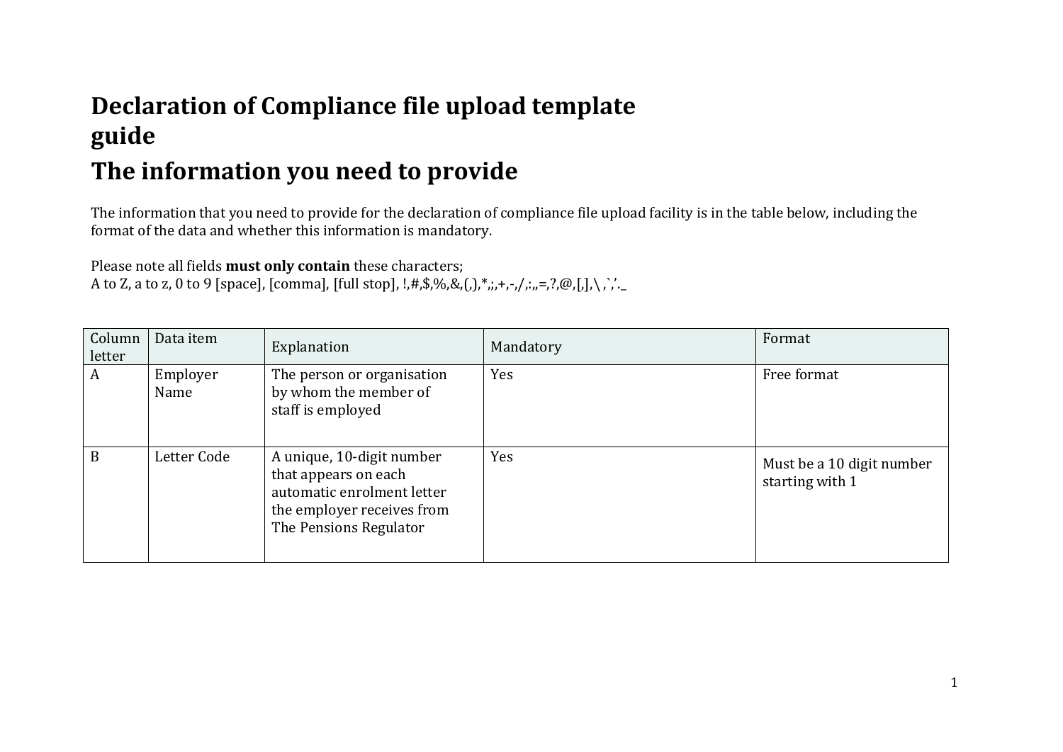# Declaration of Compliance file upload template guide

## The information you need to provide

The information that you need to provide for the declaration of compliance file upload facility is in the table below, including the format of the data and whether this information is mandatory.

Please note all fields **must only contain** these characters;
A to Z, a to z, 0 to 9 [space], [comma], [full stop], !,#,$,%,&,(,),*,;,+,-,/,:,,=,?,@,[,],\ ,`,'._

| Column letter | Data item | Explanation | Mandatory | Format |
|---|---|---|---|---|
| A | Employer Name | The person or organisation by whom the member of staff is employed | Yes | Free format |
| B | Letter Code | A unique, 10-digit number that appears on each automatic enrolment letter the employer receives from The Pensions Regulator | Yes | Must be a 10 digit number starting with 1 |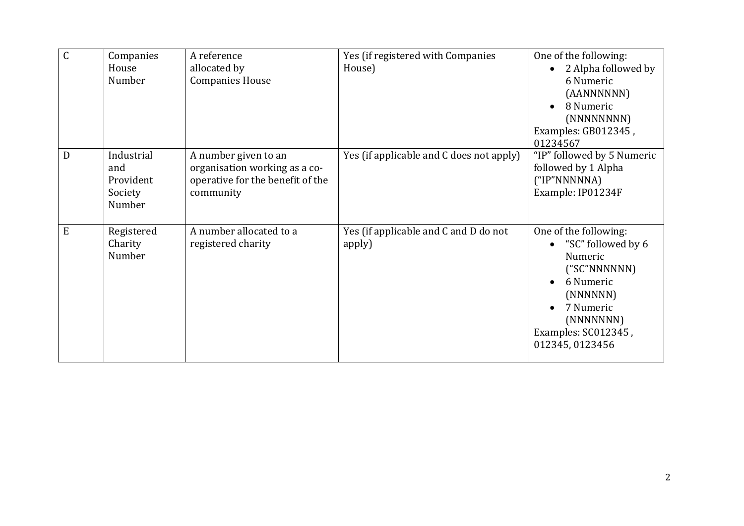| C | Companies House Number | A reference allocated by Companies House | Yes (if registered with Companies House) | One of the following: <br>• 2 Alpha followed by 6 Numeric (AANNNNNN) <br>• 8 Numeric (NNNNNNNN) <br>Examples: GB012345 , 01234567 |
|---|---|---|---|---|
| D | Industrial and Provident Society Number | A number given to an organisation working as a co-operative for the benefit of the community | Yes (if applicable and C does not apply) | "IP" followed by 5 Numeric followed by 1 Alpha ("IP"NNNNNA) <br>Example: IP01234F |
| E | Registered Charity Number | A number allocated to a registered charity | Yes (if applicable and C and D do not apply) | One of the following: <br>• "SC" followed by 6 Numeric ("SC"NNNNNN) <br>• 6 Numeric (NNNNNN) <br>• 7 Numeric (NNNNNNN) <br>Examples: SC012345 , 012345, 0123456 |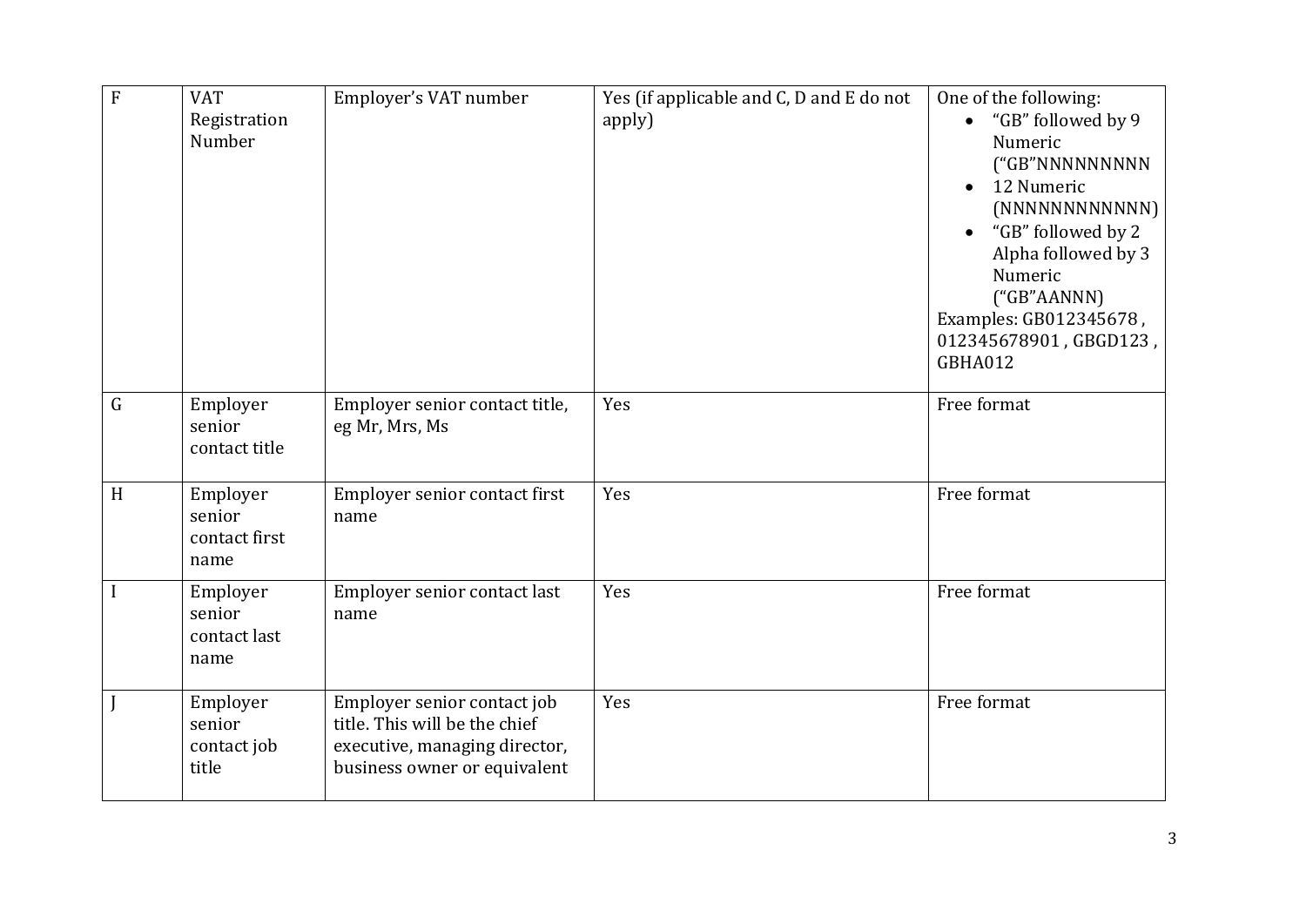| F | VAT Registration Number | Employer's VAT number | Yes (if applicable and C, D and E do not apply) | One of the following:<br>• "GB" followed by 9 Numeric ("GB"NNNNNNNNN<br>• 12 Numeric (NNNNNNNNNNNN)<br>• "GB" followed by 2 Alpha followed by 3 Numeric ("GB"AANNN)<br>Examples: GB012345678 , 012345678901 , GBGD123 , GBHA012 |
|---|---|---|---|---|
| G | Employer senior contact title | Employer senior contact title, eg Mr, Mrs, Ms | Yes | Free format |
| H | Employer senior contact first name | Employer senior contact first name | Yes | Free format |
| I | Employer senior contact last name | Employer senior contact last name | Yes | Free format |
| J | Employer senior contact job title | Employer senior contact job title. This will be the chief executive, managing director, business owner or equivalent | Yes | Free format |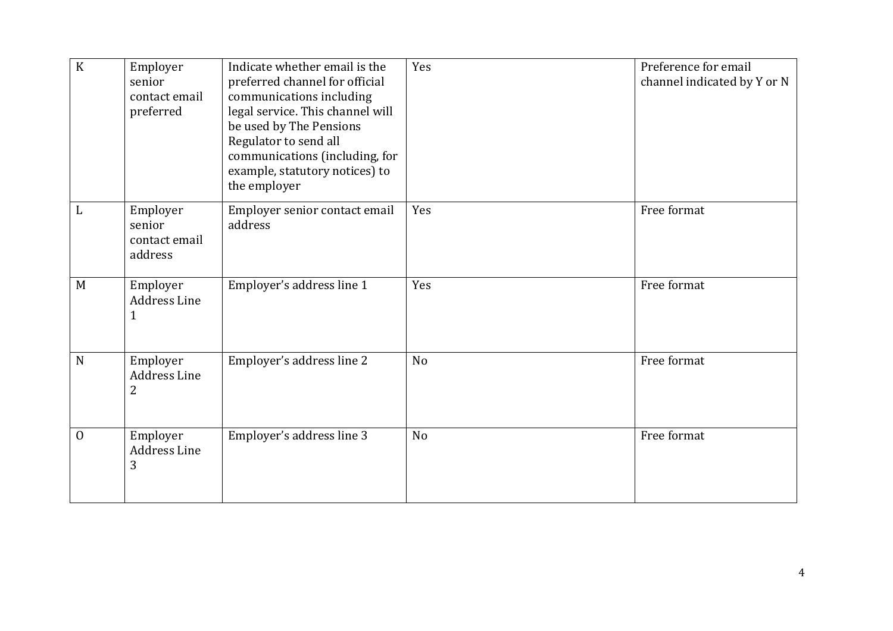| K | Employer senior contact email preferred | Indicate whether email is the preferred channel for official communications including legal service. This channel will be used by The Pensions Regulator to send all communications (including, for example, statutory notices) to the employer | Yes | Preference for email channel indicated by Y or N |
|---|---|---|---|---|
| L | Employer senior contact email address | Employer senior contact email address | Yes | Free format |
| M | Employer Address Line 1 | Employer's address line 1 | Yes | Free format |
| N | Employer Address Line 2 | Employer's address line 2 | No | Free format |
| O | Employer Address Line 3 | Employer's address line 3 | No | Free format |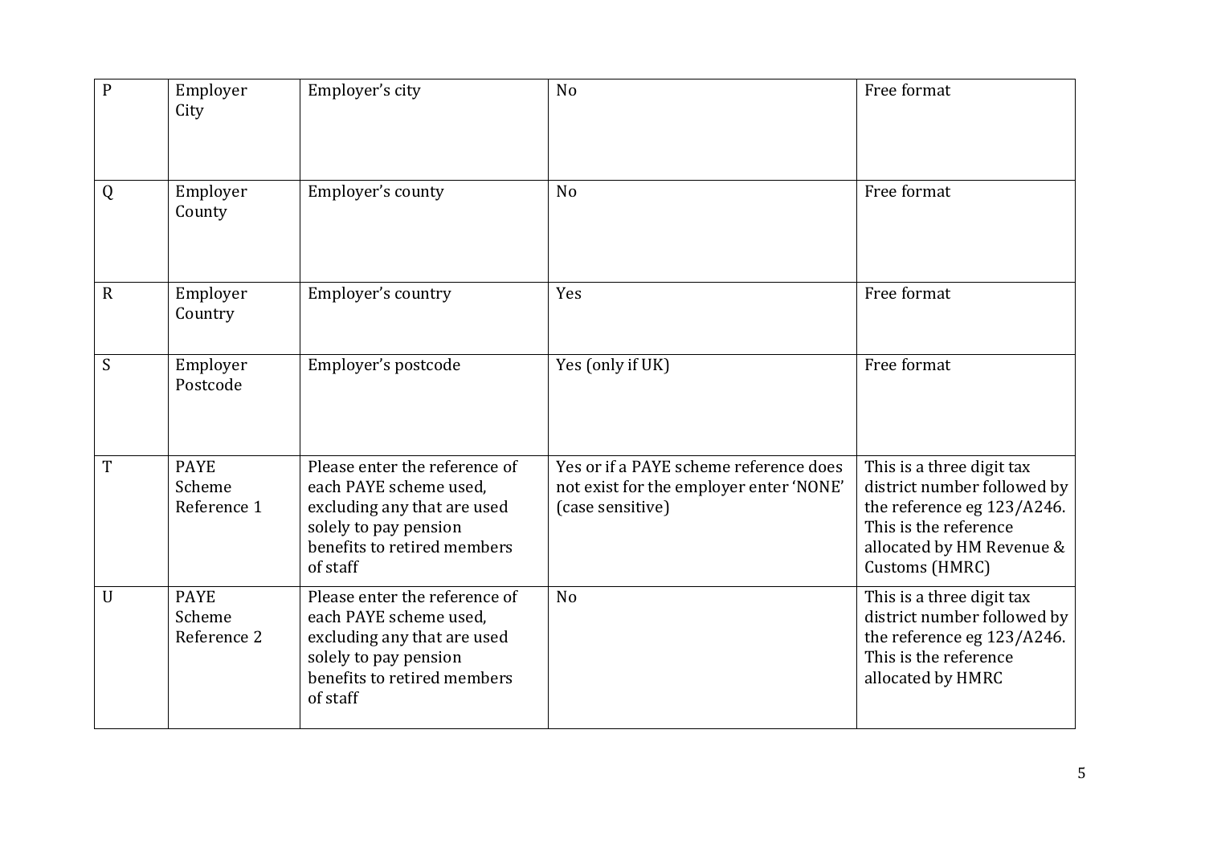| P | Employer City | Employer's city | No | Free format |
|---|---|---|---|---|
| Q | Employer County | Employer's county | No | Free format |
| R | Employer Country | Employer's country | Yes | Free format |
| S | Employer Postcode | Employer's postcode | Yes (only if UK) | Free format |
| T | PAYE Scheme Reference 1 | Please enter the reference of each PAYE scheme used, excluding any that are used solely to pay pension benefits to retired members of staff | Yes or if a PAYE scheme reference does not exist for the employer enter 'NONE' (case sensitive) | This is a three digit tax district number followed by the reference eg 123/A246. This is the reference allocated by HM Revenue & Customs (HMRC) |
| U | PAYE Scheme Reference 2 | Please enter the reference of each PAYE scheme used, excluding any that are used solely to pay pension benefits to retired members of staff | No | This is a three digit tax district number followed by the reference eg 123/A246. This is the reference allocated by HMRC |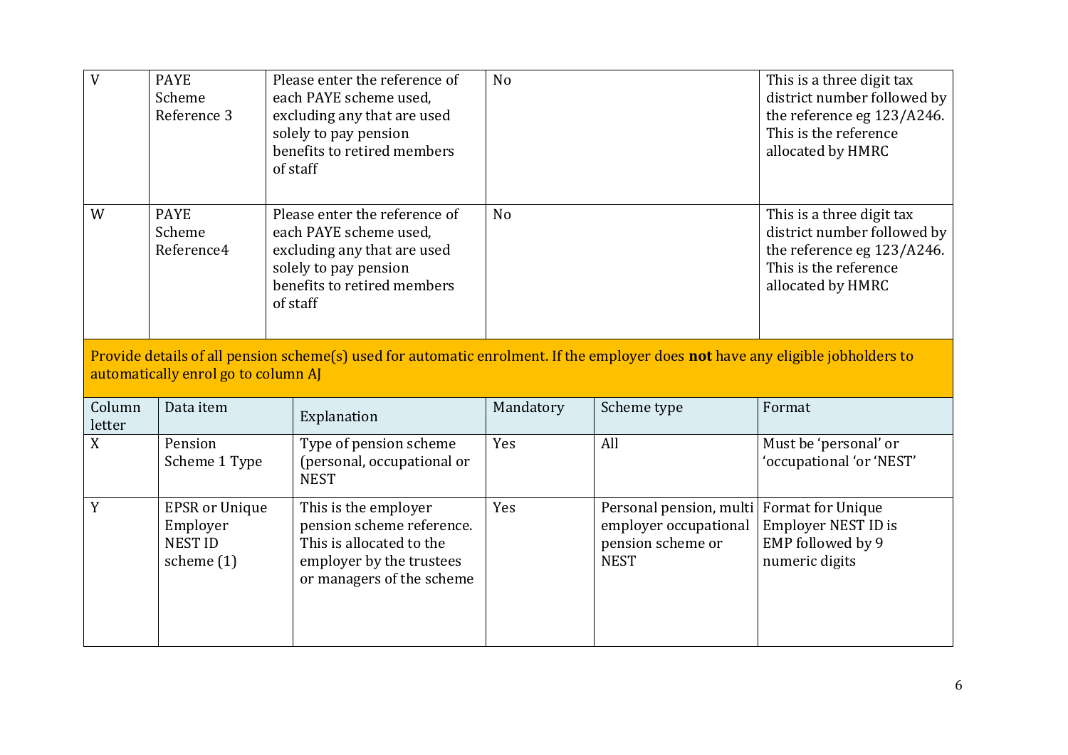| | | | | |
|---|---|---|---|---|
| V | PAYE Scheme Reference 3 | Please enter the reference of each PAYE scheme used, excluding any that are used solely to pay pension benefits to retired members of staff | No | This is a three digit tax district number followed by the reference eg 123/A246. This is the reference allocated by HMRC |
| W | PAYE Scheme Reference4 | Please enter the reference of each PAYE scheme used, excluding any that are used solely to pay pension benefits to retired members of staff | No | This is a three digit tax district number followed by the reference eg 123/A246. This is the reference allocated by HMRC |

Provide details of all pension scheme(s) used for automatic enrolment. If the employer does **not** have any eligible jobholders to automatically enrol go to column AJ

| Column letter | Data item | Explanation | Mandatory | Scheme type | Format |
|---|---|---|---|---|---|
| X | Pension Scheme 1 Type | Type of pension scheme (personal, occupational or NEST | Yes | All | Must be 'personal' or 'occupational 'or 'NEST' |
| Y | EPSR or Unique Employer NEST ID scheme (1) | This is the employer pension scheme reference. This is allocated to the employer by the trustees or managers of the scheme | Yes | Personal pension, multi employer occupational pension scheme or NEST | Format for Unique Employer NEST ID is EMP followed by 9 numeric digits |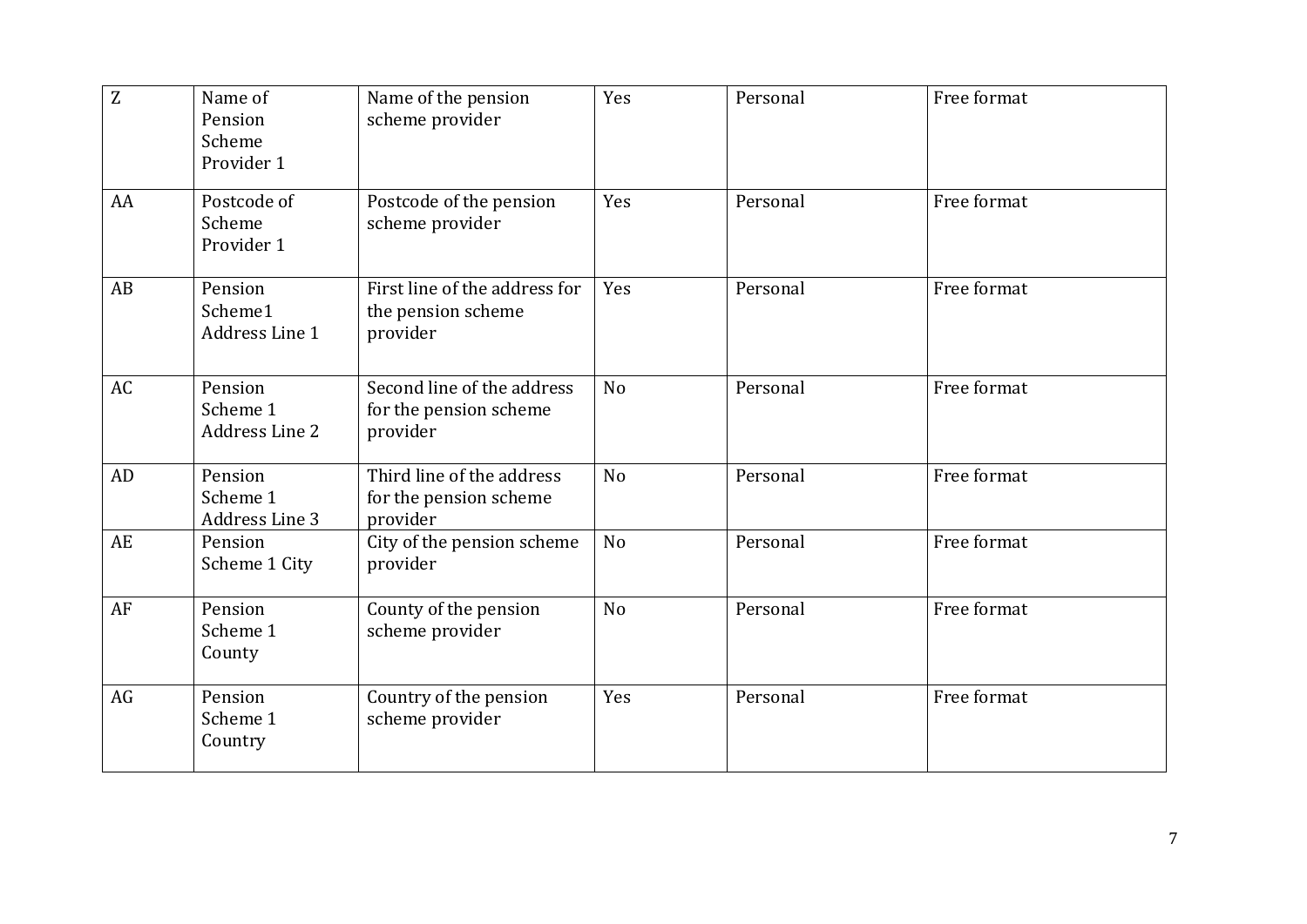| Z | Name of Pension Scheme Provider 1 | Name of the pension scheme provider | Yes | Personal | Free format |
|---|---|---|---|---|---|
| AA | Postcode of Scheme Provider 1 | Postcode of the pension scheme provider | Yes | Personal | Free format |
| AB | Pension Scheme1 Address Line 1 | First line of the address for the pension scheme provider | Yes | Personal | Free format |
| AC | Pension Scheme 1 Address Line 2 | Second line of the address for the pension scheme provider | No | Personal | Free format |
| AD | Pension Scheme 1 Address Line 3 | Third line of the address for the pension scheme provider | No | Personal | Free format |
| AE | Pension Scheme 1 City | City of the pension scheme provider | No | Personal | Free format |
| AF | Pension Scheme 1 County | County of the pension scheme provider | No | Personal | Free format |
| AG | Pension Scheme 1 Country | Country of the pension scheme provider | Yes | Personal | Free format |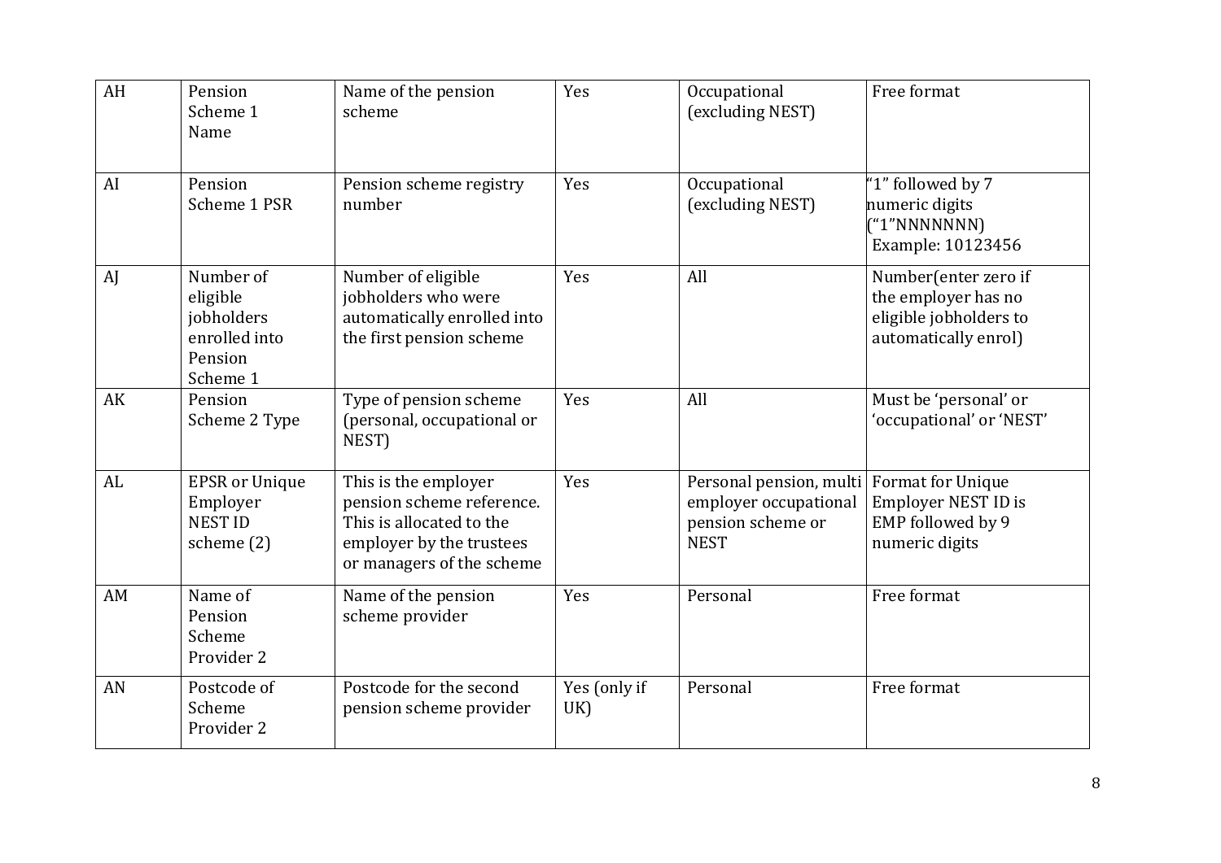| AH | Pension Scheme 1 Name | Name of the pension scheme | Yes | Occupational (excluding NEST) | Free format |
|---|---|---|---|---|---|
| AI | Pension Scheme 1 PSR | Pension scheme registry number | Yes | Occupational (excluding NEST) | "1" followed by 7 numeric digits ("1"NNNNNNN) Example: 10123456 |
| AJ | Number of eligible jobholders enrolled into Pension Scheme 1 | Number of eligible jobholders who were automatically enrolled into the first pension scheme | Yes | All | Number(enter zero if the employer has no eligible jobholders to automatically enrol) |
| AK | Pension Scheme 2 Type | Type of pension scheme (personal, occupational or NEST) | Yes | All | Must be 'personal' or 'occupational' or 'NEST' |
| AL | EPSR or Unique Employer NEST ID scheme (2) | This is the employer pension scheme reference. This is allocated to the employer by the trustees or managers of the scheme | Yes | Personal pension, multi employer occupational pension scheme or NEST | Format for Unique Employer NEST ID is EMP followed by 9 numeric digits |
| AM | Name of Pension Scheme Provider 2 | Name of the pension scheme provider | Yes | Personal | Free format |
| AN | Postcode of Scheme Provider 2 | Postcode for the second pension scheme provider | Yes (only if UK) | Personal | Free format |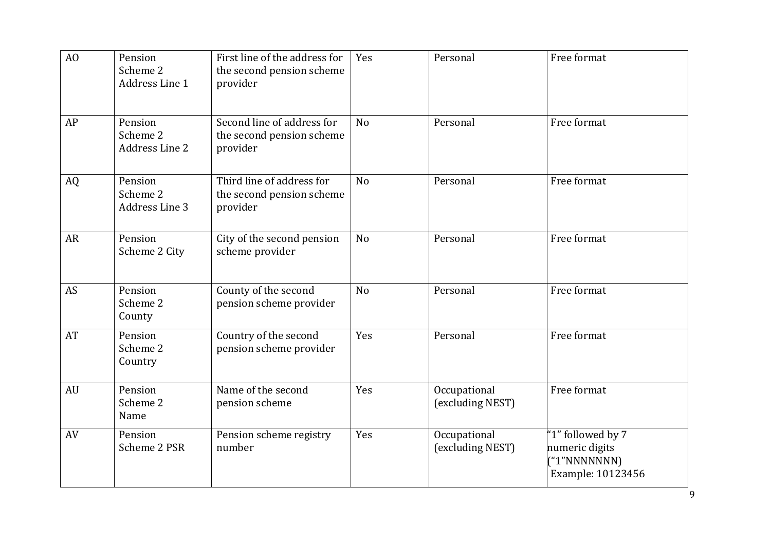| | | | | | |
|---|---|---|---|---|---|
| AO | Pension Scheme 2 Address Line 1 | First line of the address for the second pension scheme provider | Yes | Personal | Free format |
| AP | Pension Scheme 2 Address Line 2 | Second line of address for the second pension scheme provider | No | Personal | Free format |
| AQ | Pension Scheme 2 Address Line 3 | Third line of address for the second pension scheme provider | No | Personal | Free format |
| AR | Pension Scheme 2 City | City of the second pension scheme provider | No | Personal | Free format |
| AS | Pension Scheme 2 County | County of the second pension scheme provider | No | Personal | Free format |
| AT | Pension Scheme 2 Country | Country of the second pension scheme provider | Yes | Personal | Free format |
| AU | Pension Scheme 2 Name | Name of the second pension scheme | Yes | Occupational (excluding NEST) | Free format |
| AV | Pension Scheme 2 PSR | Pension scheme registry number | Yes | Occupational (excluding NEST) | "1" followed by 7 numeric digits ("1"NNNNNNN) Example: 10123456 |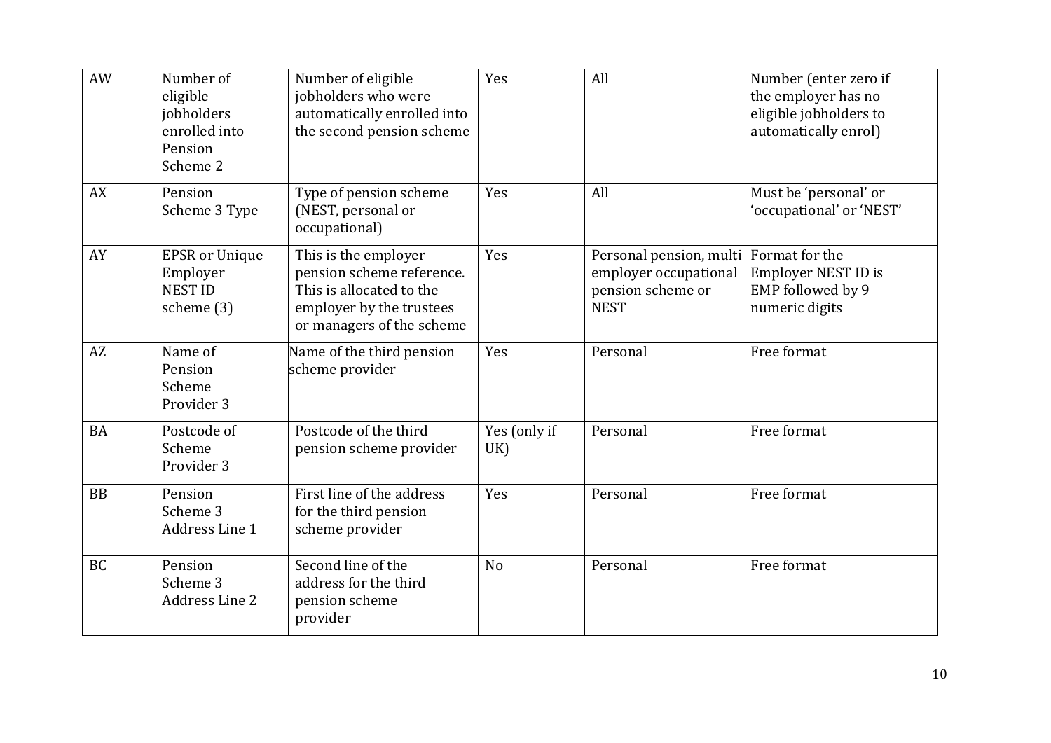| AW | Number of eligible jobholders enrolled into Pension Scheme 2 | Number of eligible jobholders who were automatically enrolled into the second pension scheme | Yes | All | Number (enter zero if the employer has no eligible jobholders to automatically enrol) |
|---|---|---|---|---|---|
| AX | Pension Scheme 3 Type | Type of pension scheme (NEST, personal or occupational) | Yes | All | Must be 'personal' or 'occupational' or 'NEST' |
| AY | EPSR or Unique Employer NEST ID scheme (3) | This is the employer pension scheme reference. This is allocated to the employer by the trustees or managers of the scheme | Yes | Personal pension, multi employer occupational pension scheme or NEST | Format for the Employer NEST ID is EMP followed by 9 numeric digits |
| AZ | Name of Pension Scheme Provider 3 | Name of the third pension scheme provider | Yes | Personal | Free format |
| BA | Postcode of Scheme Provider 3 | Postcode of the third pension scheme provider | Yes (only if UK) | Personal | Free format |
| BB | Pension Scheme 3 Address Line 1 | First line of the address for the third pension scheme provider | Yes | Personal | Free format |
| BC | Pension Scheme 3 Address Line 2 | Second line of the address for the third pension scheme provider | No | Personal | Free format |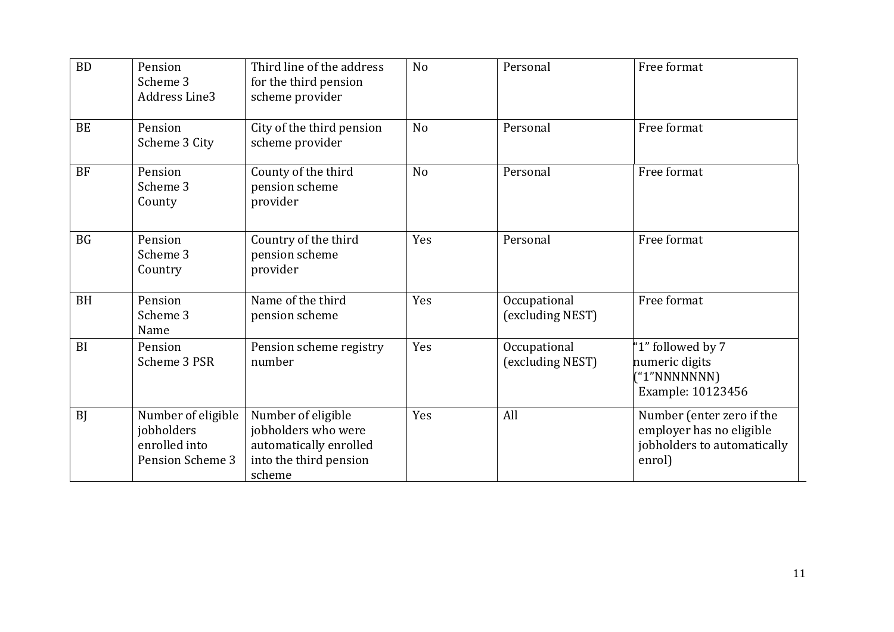| BD | Pension Scheme 3 Address Line3 | Third line of the address for the third pension scheme provider | No | Personal | Free format |
|---|---|---|---|---|---|
| BE | Pension Scheme 3 City | City of the third pension scheme provider | No | Personal | Free format |
| BF | Pension Scheme 3 County | County of the third pension scheme provider | No | Personal | Free format |
| BG | Pension Scheme 3 Country | Country of the third pension scheme provider | Yes | Personal | Free format |
| BH | Pension Scheme 3 Name | Name of the third pension scheme | Yes | Occupational (excluding NEST) | Free format |
| BI | Pension Scheme 3 PSR | Pension scheme registry number | Yes | Occupational (excluding NEST) | "1" followed by 7 numeric digits ("1"NNNNNNN) Example: 10123456 |
| BJ | Number of eligible jobholders enrolled into Pension Scheme 3 | Number of eligible jobholders who were automatically enrolled into the third pension scheme | Yes | All | Number (enter zero if the employer has no eligible jobholders to automatically enrol) |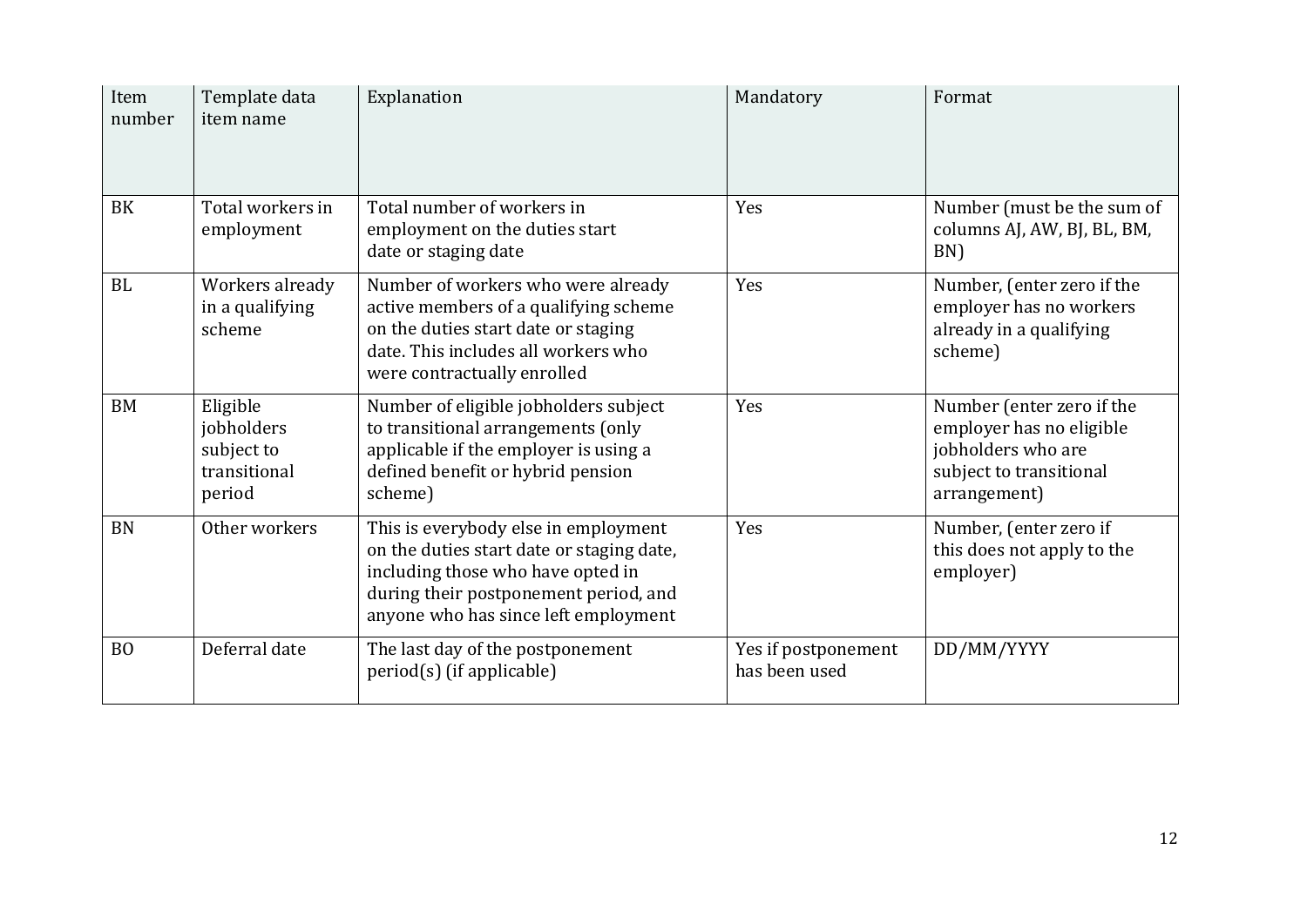| Item number | Template data item name | Explanation | Mandatory | Format |
|---|---|---|---|---|
| BK | Total workers in employment | Total number of workers in employment on the duties start date or staging date | Yes | Number (must be the sum of columns AJ, AW, BJ, BL, BM, BN) |
| BL | Workers already in a qualifying scheme | Number of workers who were already active members of a qualifying scheme on the duties start date or staging date. This includes all workers who were contractually enrolled | Yes | Number, (enter zero if the employer has no workers already in a qualifying scheme) |
| BM | Eligible jobholders subject to transitional period | Number of eligible jobholders subject to transitional arrangements (only applicable if the employer is using a defined benefit or hybrid pension scheme) | Yes | Number (enter zero if the employer has no eligible jobholders who are subject to transitional arrangement) |
| BN | Other workers | This is everybody else in employment on the duties start date or staging date, including those who have opted in during their postponement period, and anyone who has since left employment | Yes | Number, (enter zero if this does not apply to the employer) |
| BO | Deferral date | The last day of the postponement period(s) (if applicable) | Yes if postponement has been used | DD/MM/YYYY |